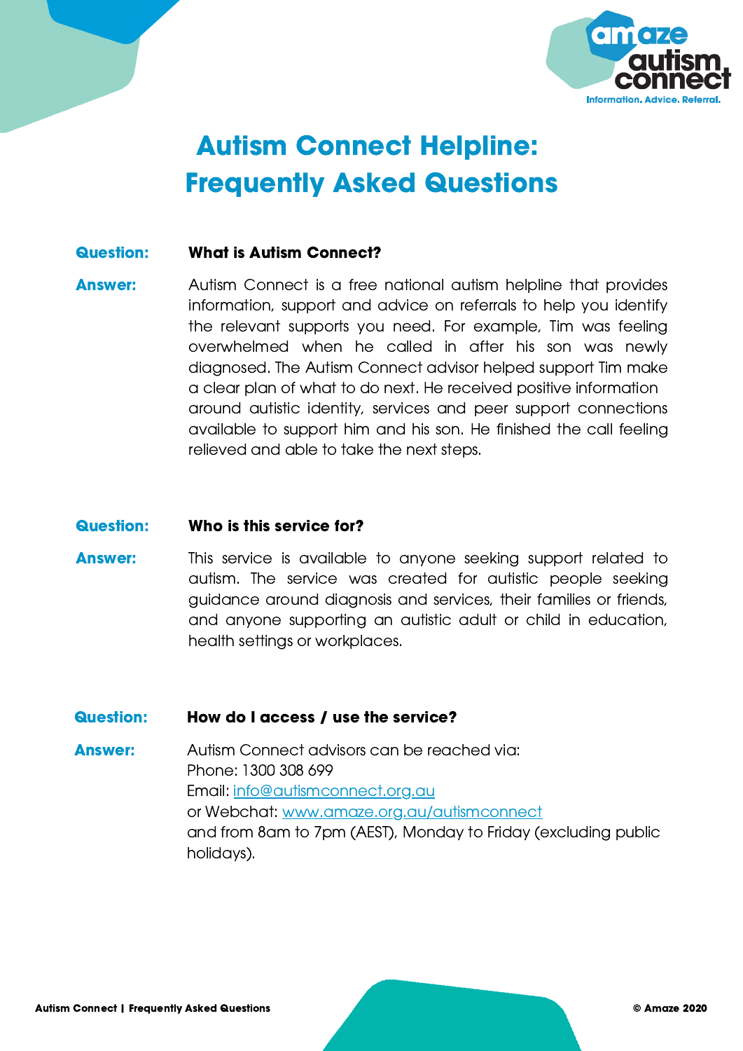# Autism Connect Helpline: Frequently Asked Questions

**Question:** **What is Autism Connect?**

**Answer:** Autism Connect is a free national autism helpline that provides information, support and advice on referrals to help you identify the relevant supports you need. For example, Tim was feeling overwhelmed when he called in after his son was newly diagnosed. The Autism Connect advisor helped support Tim make a clear plan of what to do next. He received positive information around autistic identity, services and peer support connections available to support him and his son. He finished the call feeling relieved and able to take the next steps.

**Question:** **Who is this service for?**

**Answer:** This service is available to anyone seeking support related to autism. The service was created for autistic people seeking guidance around diagnosis and services, their families or friends, and anyone supporting an autistic adult or child in education, health settings or workplaces.

**Question:** **How do I access / use the service?**

**Answer:** Autism Connect advisors can be reached via:
Phone: 1300 308 699
Email: [info@autismconnect.org.au](mailto:info@autismconnect.org.au)
or Webchat: [www.amaze.org.au/autismconnect](http://www.amaze.org.au/autismconnect)
and from 8am to 7pm (AEST), Monday to Friday (excluding public holidays).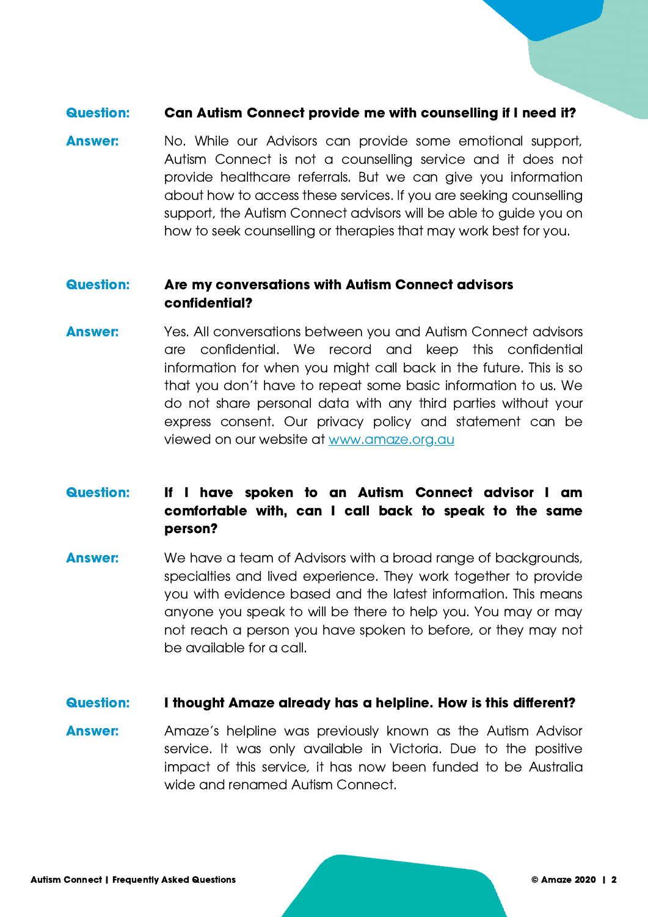**Question:** **Can Autism Connect provide me with counselling if I need it?**

**Answer:** No. While our Advisors can provide some emotional support, Autism Connect is not a counselling service and it does not provide healthcare referrals. But we can give you information about how to access these services. If you are seeking counselling support, the Autism Connect advisors will be able to guide you on how to seek counselling or therapies that may work best for you.

**Question:** **Are my conversations with Autism Connect advisors confidential?**

**Answer:** Yes. All conversations between you and Autism Connect advisors are confidential. We record and keep this confidential information for when you might call back in the future. This is so that you don't have to repeat some basic information to us. We do not share personal data with any third parties without your express consent. Our privacy policy and statement can be viewed on our website at [www.amaze.org.au](http://www.amaze.org.au)

**Question:** **If I have spoken to an Autism Connect advisor I am comfortable with, can I call back to speak to the same person?**

**Answer:** We have a team of Advisors with a broad range of backgrounds, specialties and lived experience. They work together to provide you with evidence based and the latest information. This means anyone you speak to will be there to help you. You may or may not reach a person you have spoken to before, or they may not be available for a call.

**Question:** **I thought Amaze already has a helpline. How is this different?**

**Answer:** Amaze's helpline was previously known as the Autism Advisor service. It was only available in Victoria. Due to the positive impact of this service, it has now been funded to be Australia wide and renamed Autism Connect.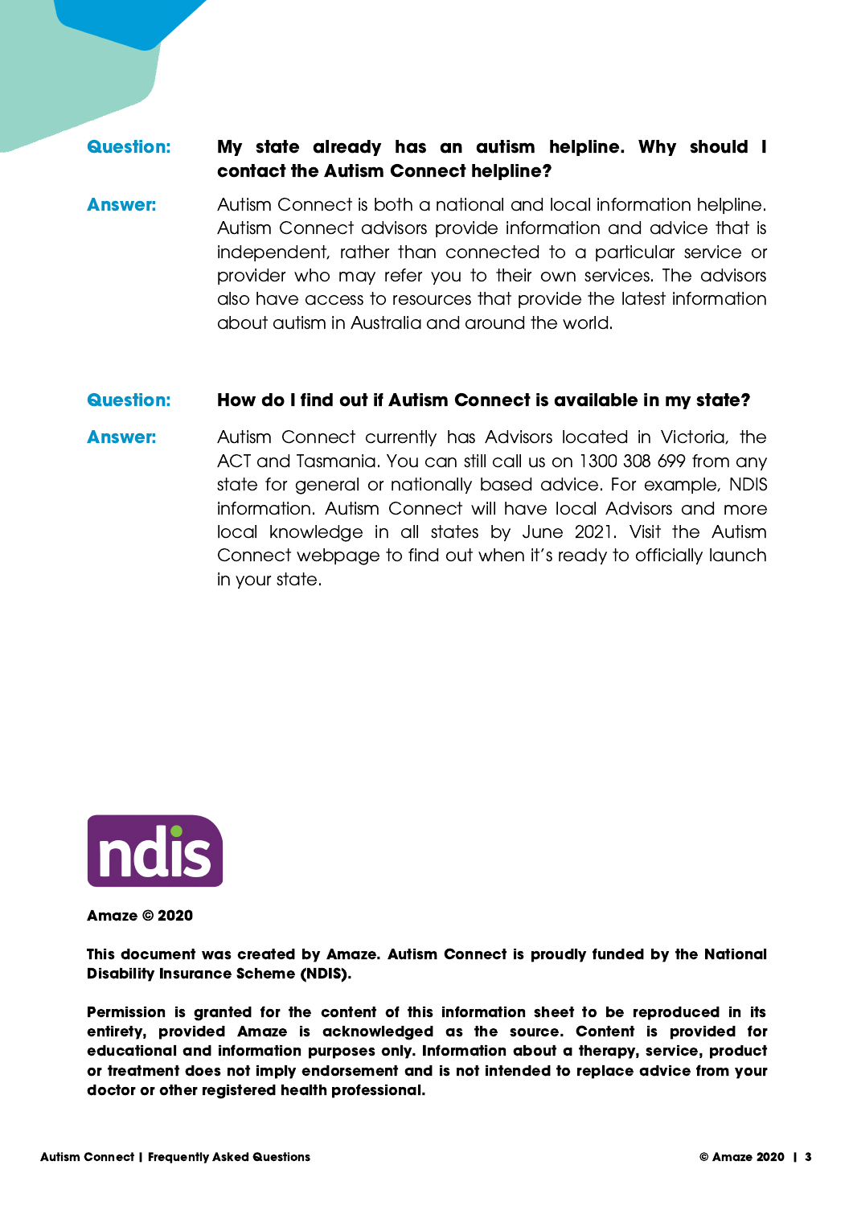**Question:** **My state already has an autism helpline. Why should I contact the Autism Connect helpline?**

**Answer:** Autism Connect is both a national and local information helpline. Autism Connect advisors provide information and advice that is independent, rather than connected to a particular service or provider who may refer you to their own services. The advisors also have access to resources that provide the latest information about autism in Australia and around the world.

**Question:** **How do I find out if Autism Connect is available in my state?**

**Answer:** Autism Connect currently has Advisors located in Victoria, the ACT and Tasmania. You can still call us on 1300 308 699 from any state for general or nationally based advice. For example, NDIS information. Autism Connect will have local Advisors and more local knowledge in all states by June 2021. Visit the Autism Connect webpage to find out when it's ready to officially launch in your state.

ndis

**Amaze © 2020**

**This document was created by Amaze. Autism Connect is proudly funded by the National Disability Insurance Scheme (NDIS).**

**Permission is granted for the content of this information sheet to be reproduced in its entirety, provided Amaze is acknowledged as the source. Content is provided for educational and information purposes only. Information about a therapy, service, product or treatment does not imply endorsement and is not intended to replace advice from your doctor or other registered health professional.**